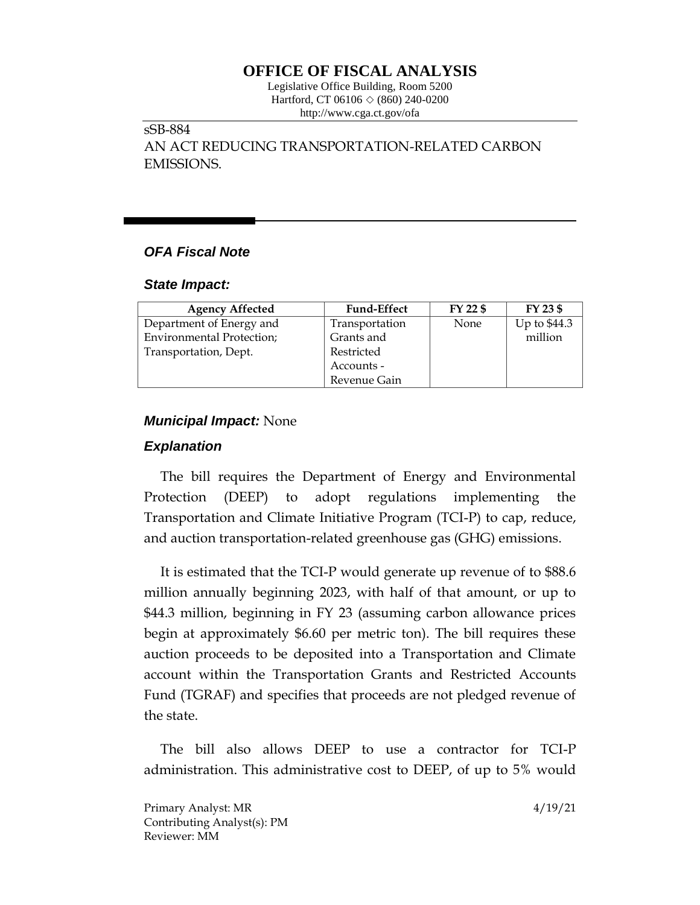# OFFICE OF FISCAL ANALYSIS

Legislative Office Building, Room 5200
Hartford, CT 06106 ◇ (860) 240-0200
http://www.cga.ct.gov/ofa

sSB-884
AN ACT REDUCING TRANSPORTATION-RELATED CARBON EMISSIONS.

## *OFA Fiscal Note*

### *State Impact:*

| Agency Affected | Fund-Effect | FY 22 $ | FY 23 $ |
|---|---|---|---|
| Department of Energy and Environmental Protection; Transportation, Dept. | Transportation Grants and Restricted Accounts - Revenue Gain | None | Up to $44.3 million |

### *Municipal Impact:* None

### *Explanation*

The bill requires the Department of Energy and Environmental Protection (DEEP) to adopt regulations implementing the Transportation and Climate Initiative Program (TCI-P) to cap, reduce, and auction transportation-related greenhouse gas (GHG) emissions.

It is estimated that the TCI-P would generate up revenue of to $88.6 million annually beginning 2023, with half of that amount, or up to $44.3 million, beginning in FY 23 (assuming carbon allowance prices begin at approximately $6.60 per metric ton). The bill requires these auction proceeds to be deposited into a Transportation and Climate account within the Transportation Grants and Restricted Accounts Fund (TGRAF) and specifies that proceeds are not pledged revenue of the state.

The bill also allows DEEP to use a contractor for TCI-P administration. This administrative cost to DEEP, of up to 5% would

Primary Analyst: MR
Contributing Analyst(s): PM
Reviewer: MM

4/19/21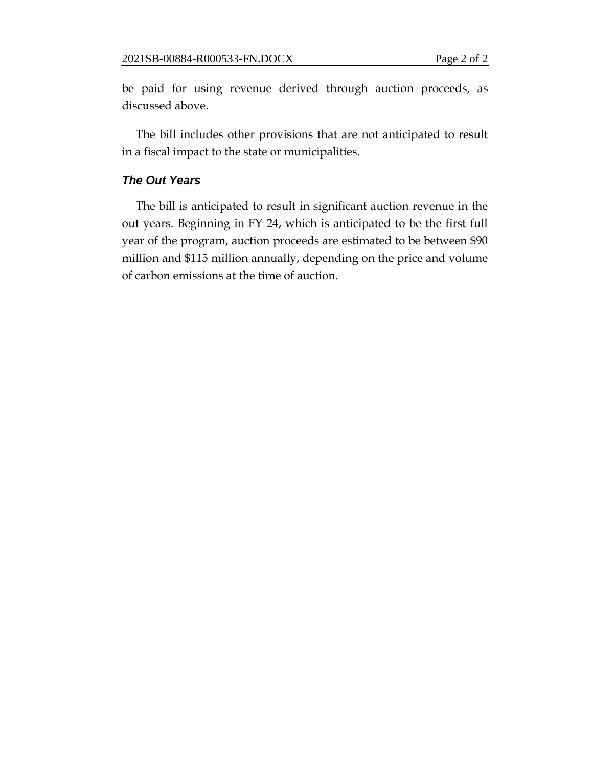be paid for using revenue derived through auction proceeds, as discussed above.

The bill includes other provisions that are not anticipated to result in a fiscal impact to the state or municipalities.

### *The Out Years*

The bill is anticipated to result in significant auction revenue in the out years. Beginning in FY 24, which is anticipated to be the first full year of the program, auction proceeds are estimated to be between $90 million and $115 million annually, depending on the price and volume of carbon emissions at the time of auction.